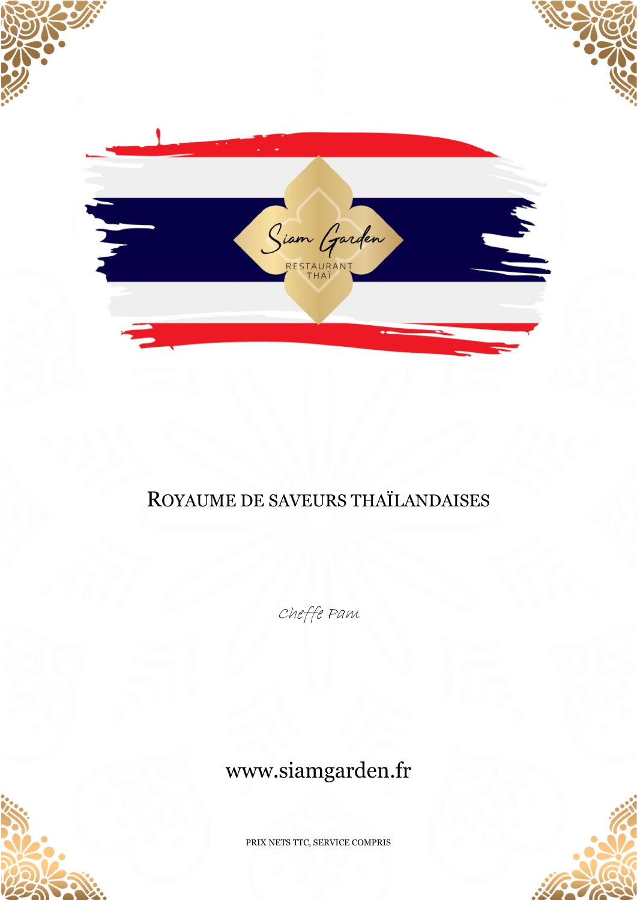# Siam Garden

RESTAURANT THAÏ

## Royaume de saveurs thaïlandaises

*Cheffe Pam*

www.siamgarden.fr

PRIX NETS TTC, SERVICE COMPRIS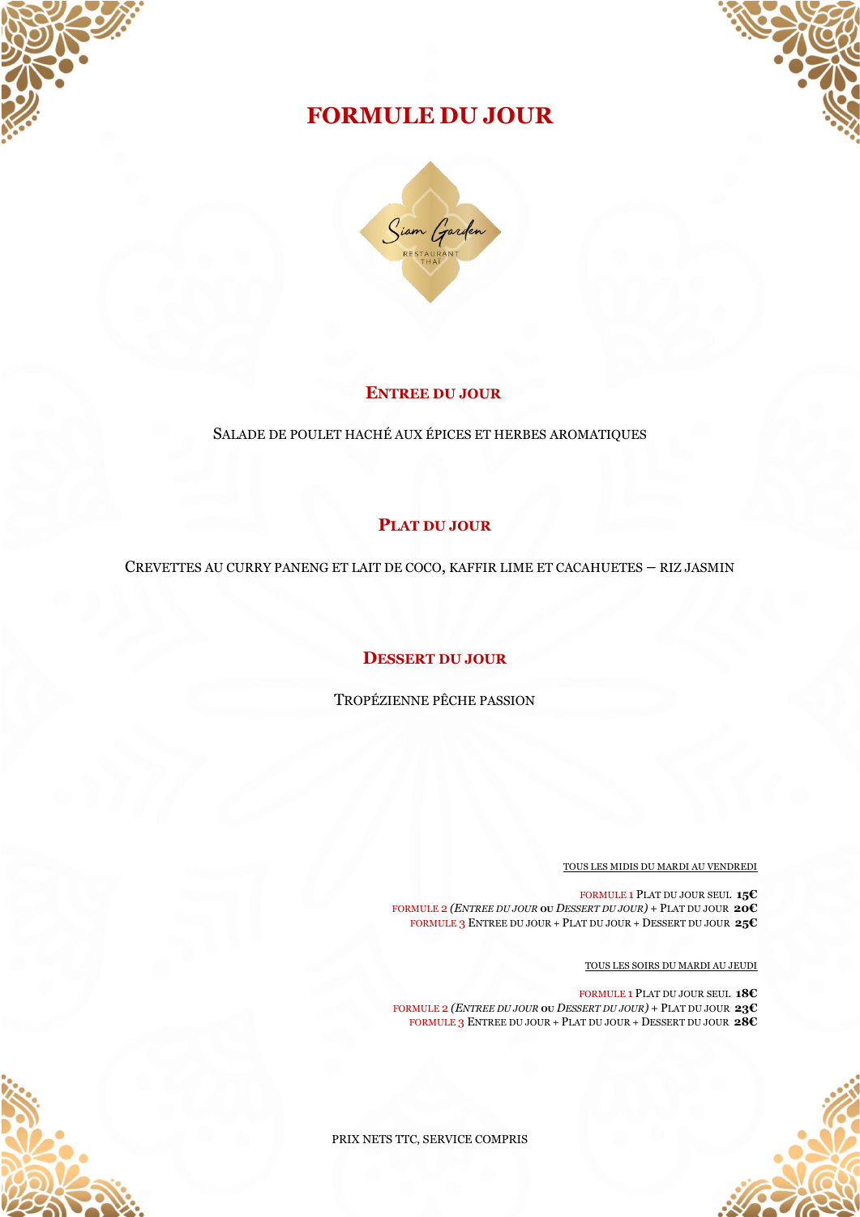# FORMULE DU JOUR

Siam Garden
RESTAURANT THAI

## ENTREE DU JOUR

SALADE DE POULET HACHÉ AUX ÉPICES ET HERBES AROMATIQUES

## PLAT DU JOUR

CREVETTES AU CURRY PANENG ET LAIT DE COCO, KAFFIR LIME ET CACAHUETES – RIZ JASMIN

## DESSERT DU JOUR

TROPÉZIENNE PÊCHE PASSION

TOUS LES MIDIS DU MARDI AU VENDREDI

FORMULE 1 PLAT DU JOUR SEUL **15€**
FORMULE 2 *(ENTREE DU JOUR* OU *DESSERT DU JOUR)* + PLAT DU JOUR **20€**
FORMULE 3 ENTREE DU JOUR + PLAT DU JOUR + DESSERT DU JOUR **25€**

TOUS LES SOIRS DU MARDI AU JEUDI

FORMULE 1 PLAT DU JOUR SEUL **18€**
FORMULE 2 *(ENTREE DU JOUR* OU *DESSERT DU JOUR)* + PLAT DU JOUR **23€**
FORMULE 3 ENTREE DU JOUR + PLAT DU JOUR + DESSERT DU JOUR **28€**

PRIX NETS TTC, SERVICE COMPRIS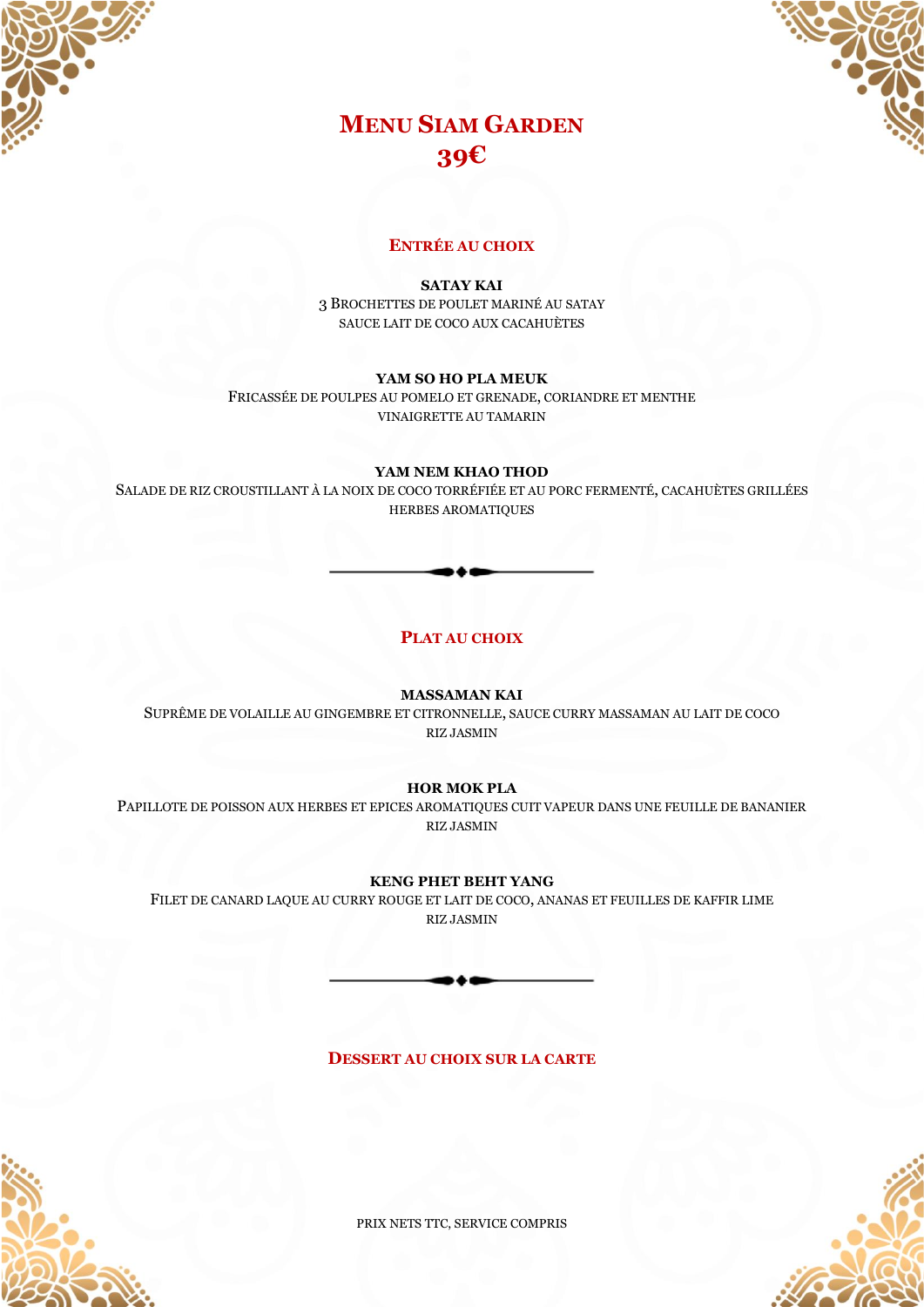# Menu Siam Garden
## 39€

### Entrée au choix

**SATAY KAI**
3 Brochettes de poulet mariné au satay
sauce lait de coco aux cacahuètes

**YAM SO HO PLA MEUK**
Fricassée de poulpes au pomelo et grenade, coriandre et menthe
vinaigrette au tamarin

**YAM NEM KHAO THOD**
Salade de riz croustillant à la noix de coco torréfiée et au porc fermenté, cacahuètes grillées
herbes aromatiques

### Plat au choix

**MASSAMAN KAI**
Suprême de volaille au gingembre et citronnelle, sauce curry massaman au lait de coco
riz jasmin

**HOR MOK PLA**
Papillote de poisson aux herbes et epices aromatiques cuit vapeur dans une feuille de bananier
riz jasmin

**KENG PHET BEHT YANG**
Filet de canard laque au curry rouge et lait de coco, ananas et feuilles de kaffir lime
riz jasmin

### Dessert au choix sur la carte

Prix nets TTC, service compris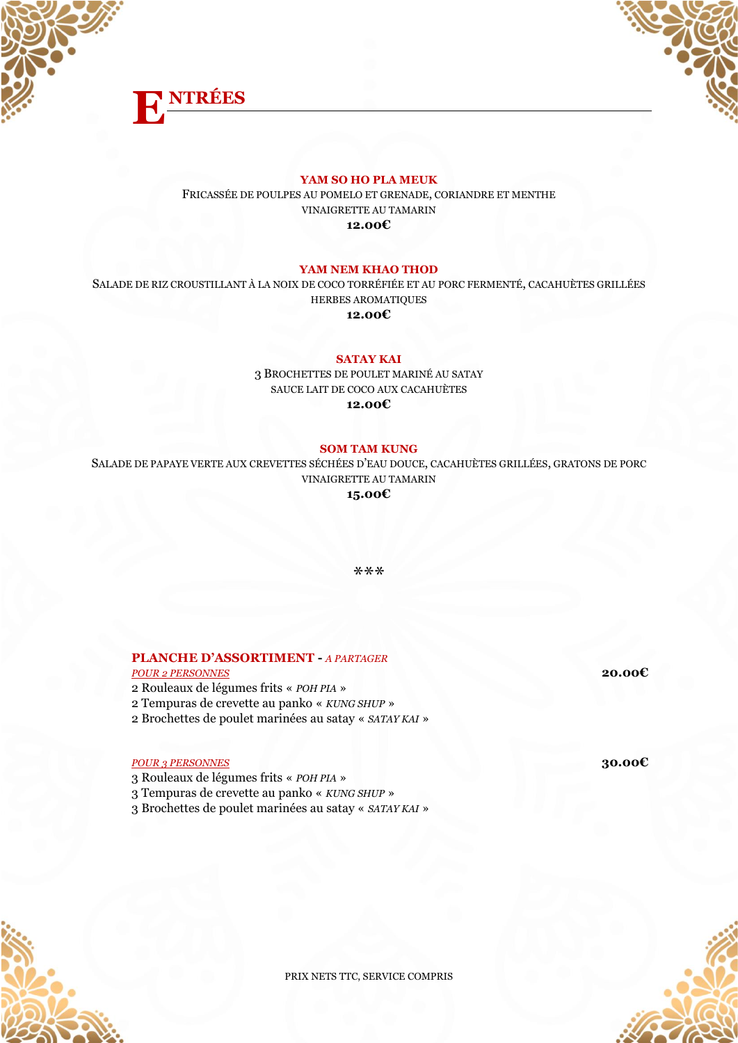# ENTRÉES

**YAM SO HO PLA MEUK**

FRICASSÉE DE POULPES AU POMELO ET GRENADE, CORIANDRE ET MENTHE
VINAIGRETTE AU TAMARIN

**12.00€**

**YAM NEM KHAO THOD**

SALADE DE RIZ CROUSTILLANT À LA NOIX DE COCO TORRÉFIÉE ET AU PORC FERMENTÉ, CACAHUÈTES GRILLÉES
HERBES AROMATIQUES

**12.00€**

**SATAY KAI**

3 BROCHETTES DE POULET MARINÉ AU SATAY
SAUCE LAIT DE COCO AUX CACAHUÈTES

**12.00€**

**SOM TAM KUNG**

SALADE DE PAPAYE VERTE AUX CREVETTES SÉCHÉES D'EAU DOUCE, CACAHUÈTES GRILLÉES, GRATONS DE PORC
VINAIGRETTE AU TAMARIN

**15.00€**

***

**PLANCHE D'ASSORTIMENT** - *A PARTAGER*

*POUR 2 PERSONNES* **20.00€**

2 Rouleaux de légumes frits « *POH PIA* »
2 Tempuras de crevette au panko « *KUNG SHUP* »
2 Brochettes de poulet marinées au satay « *SATAY KAI* »

*POUR 3 PERSONNES* **30.00€**

3 Rouleaux de légumes frits « *POH PIA* »
3 Tempuras de crevette au panko « *KUNG SHUP* »
3 Brochettes de poulet marinées au satay « *SATAY KAI* »

PRIX NETS TTC, SERVICE COMPRIS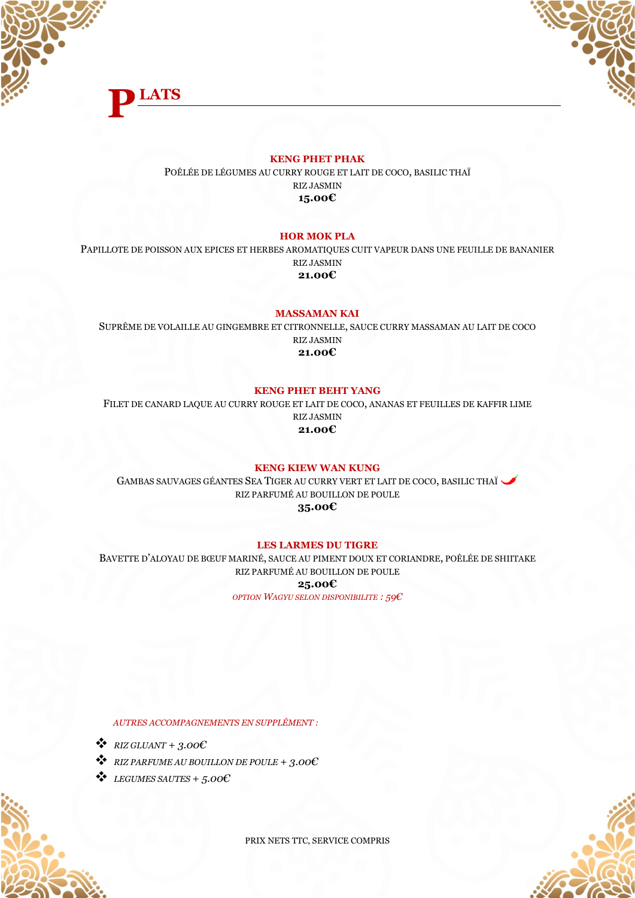# PLATS

**KENG PHET PHAK**

POÊLÉE DE LÉGUMES AU CURRY ROUGE ET LAIT DE COCO, BASILIC THAÏ

RIZ JASMIN

**15.00€**

**HOR MOK PLA**

PAPILLOTE DE POISSON AUX EPICES ET HERBES AROMATIQUES CUIT VAPEUR DANS UNE FEUILLE DE BANANIER

RIZ JASMIN

**21.00€**

**MASSAMAN KAI**

SUPRÊME DE VOLAILLE AU GINGEMBRE ET CITRONNELLE, SAUCE CURRY MASSAMAN AU LAIT DE COCO

RIZ JASMIN

**21.00€**

**KENG PHET BEHT YANG**

FILET DE CANARD LAQUE AU CURRY ROUGE ET LAIT DE COCO, ANANAS ET FEUILLES DE KAFFIR LIME

RIZ JASMIN

**21.00€**

**KENG KIEW WAN KUNG**

GAMBAS SAUVAGES GÉANTES SEA TIGER AU CURRY VERT ET LAIT DE COCO, BASILIC THAÏ 🌶

RIZ PARFUMÉ AU BOUILLON DE POULE

**35.00€**

**LES LARMES DU TIGRE**

BAVETTE D'ALOYAU DE BŒUF MARINÉ, SAUCE AU PIMENT DOUX ET CORIANDRE, POÊLÉE DE SHIITAKE

RIZ PARFUMÉ AU BOUILLON DE POULE

**25.00€**

*OPTION WAGYU SELON DISPONIBILITE : 59€*

*AUTRES ACCOMPAGNEMENTS EN SUPPLÉMENT :*

- *RIZ GLUANT + 3.00€*
- *RIZ PARFUME AU BOUILLON DE POULE + 3.00€*
- *LEGUMES SAUTES + 5.00€*

PRIX NETS TTC, SERVICE COMPRIS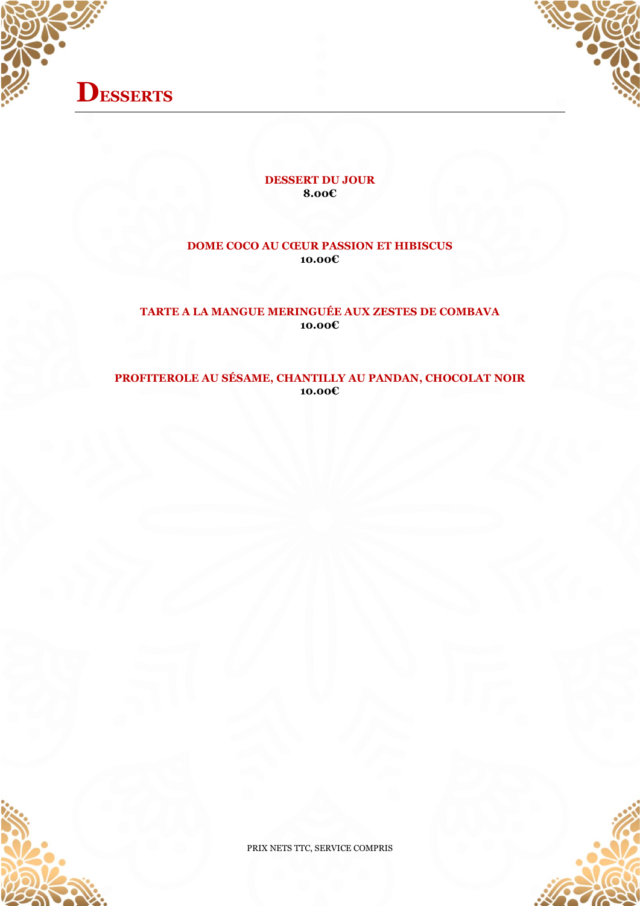# DESSERTS

**DESSERT DU JOUR**
**8.00€**

**DOME COCO AU CŒUR PASSION ET HIBISCUS**
**10.00€**

**TARTE A LA MANGUE MERINGUÉE AUX ZESTES DE COMBAVA**
**10.00€**

**PROFITEROLE AU SÉSAME, CHANTILLY AU PANDAN, CHOCOLAT NOIR**
**10.00€**

PRIX NETS TTC, SERVICE COMPRIS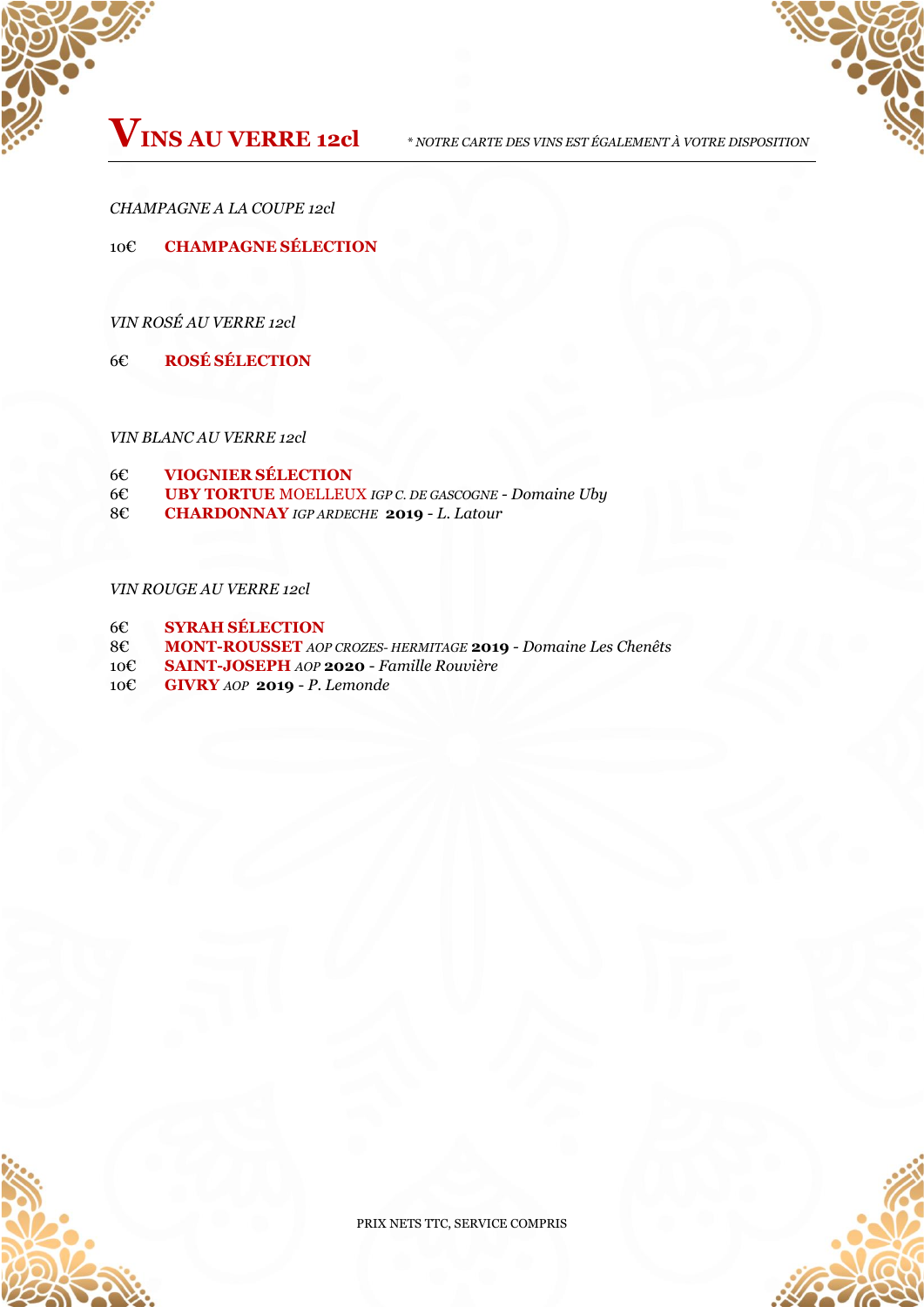# VINS AU VERRE 12cl

*\* NOTRE CARTE DES VINS EST ÉGALEMENT À VOTRE DISPOSITION*

*CHAMPAGNE A LA COUPE 12cl*

10€ **CHAMPAGNE SÉLECTION**

*VIN ROSÉ AU VERRE 12cl*

6€ **ROSÉ SÉLECTION**

*VIN BLANC AU VERRE 12cl*

6€ **VIOGNIER SÉLECTION**
6€ **UBY TORTUE** MOELLEUX *IGP C. DE GASCOGNE - Domaine Uby*
8€ **CHARDONNAY** *IGP ARDECHE* **2019** - *L. Latour*

*VIN ROUGE AU VERRE 12cl*

6€ **SYRAH SÉLECTION**
8€ **MONT-ROUSSET** *AOP CROZES- HERMITAGE* **2019** - *Domaine Les Chenêts*
10€ **SAINT-JOSEPH** *AOP* **2020** - *Famille Rouvière*
10€ **GIVRY** *AOP* **2019** - *P. Lemonde*

PRIX NETS TTC, SERVICE COMPRIS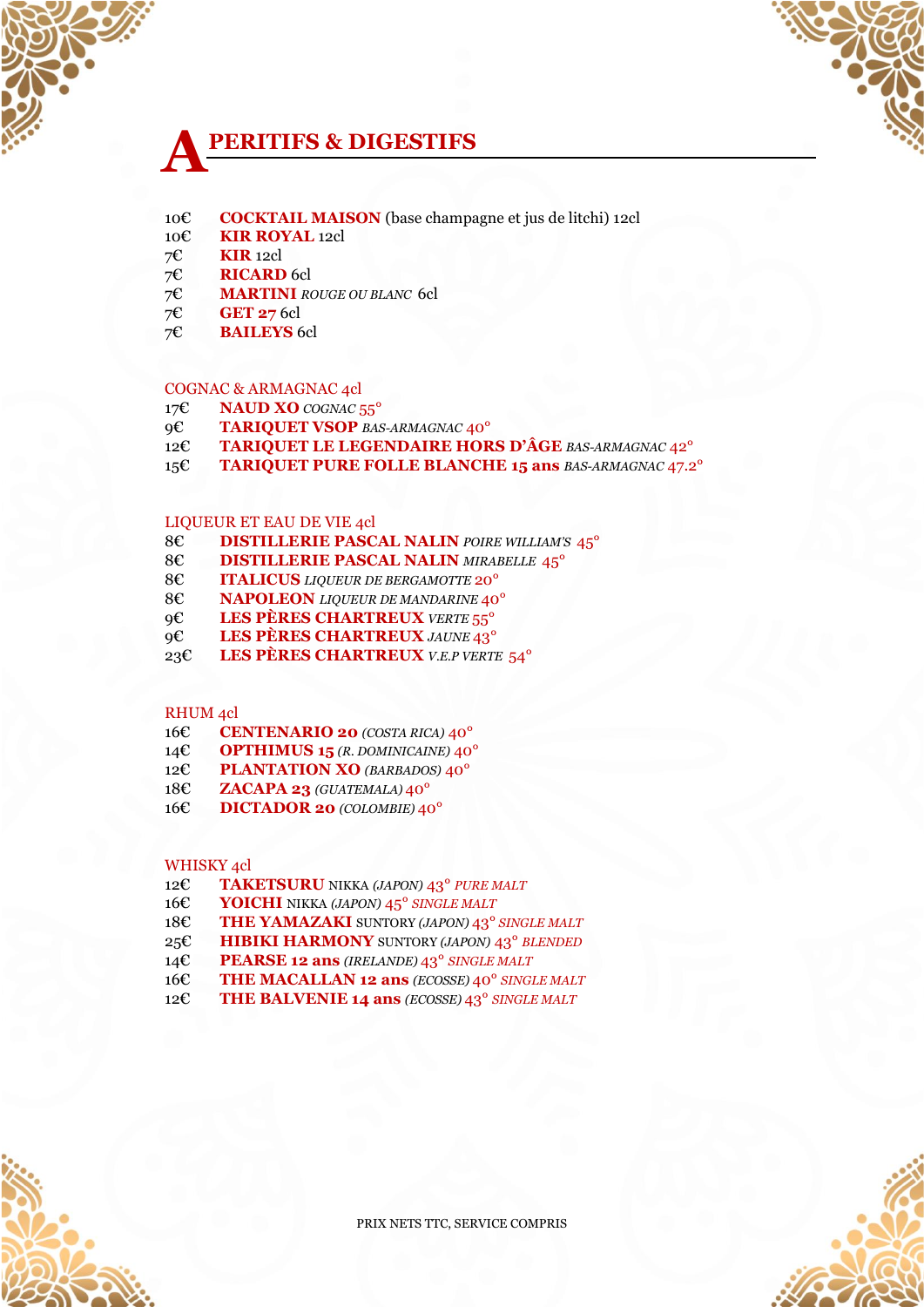# APERITIFS & DIGESTIFS

10€ **COCKTAIL MAISON** (base champagne et jus de litchi) 12cl
10€ **KIR ROYAL** 12cl
7€ **KIR** 12cl
7€ **RICARD** 6cl
7€ **MARTINI** *ROUGE OU BLANC* 6cl
7€ **GET 27** 6cl
7€ **BAILEYS** 6cl

## COGNAC & ARMAGNAC 4cl

17€ **NAUD XO** *COGNAC* 55°
9€ **TARIQUET VSOP** *BAS-ARMAGNAC* 40°
12€ **TARIQUET LE LEGENDAIRE HORS D'ÂGE** *BAS-ARMAGNAC* 42°
15€ **TARIQUET PURE FOLLE BLANCHE 15 ans** *BAS-ARMAGNAC* 47.2°

## LIQUEUR ET EAU DE VIE 4cl

8€ **DISTILLERIE PASCAL NALIN** *POIRE WILLIAM'S* 45°
8€ **DISTILLERIE PASCAL NALIN** *MIRABELLE* 45°
8€ **ITALICUS** *LIQUEUR DE BERGAMOTTE* 20°
8€ **NAPOLEON** *LIQUEUR DE MANDARINE* 40°
9€ **LES PÈRES CHARTREUX** *VERTE* 55°
9€ **LES PÈRES CHARTREUX** *JAUNE* 43°
23€ **LES PÈRES CHARTREUX** *V.E.P VERTE* 54°

## RHUM 4cl

16€ **CENTENARIO 20** *(COSTA RICA)* 40°
14€ **OPTHIMUS 15** *(R. DOMINICAINE)* 40°
12€ **PLANTATION XO** *(BARBADOS)* 40°
18€ **ZACAPA 23** *(GUATEMALA)* 40°
16€ **DICTADOR 20** *(COLOMBIE)* 40°

## WHISKY 4cl

12€ **TAKETSURU** NIKKA *(JAPON)* 43° *PURE MALT*
16€ **YOICHI** NIKKA *(JAPON)* 45° *SINGLE MALT*
18€ **THE YAMAZAKI** SUNTORY *(JAPON)* 43° *SINGLE MALT*
25€ **HIBIKI HARMONY** SUNTORY *(JAPON)* 43° *BLENDED*
14€ **PEARSE 12 ans** *(IRELANDE)* 43° *SINGLE MALT*
16€ **THE MACALLAN 12 ans** *(ECOSSE)* 40° *SINGLE MALT*
12€ **THE BALVENIE 14 ans** *(ECOSSE)* 43° *SINGLE MALT*

PRIX NETS TTC, SERVICE COMPRIS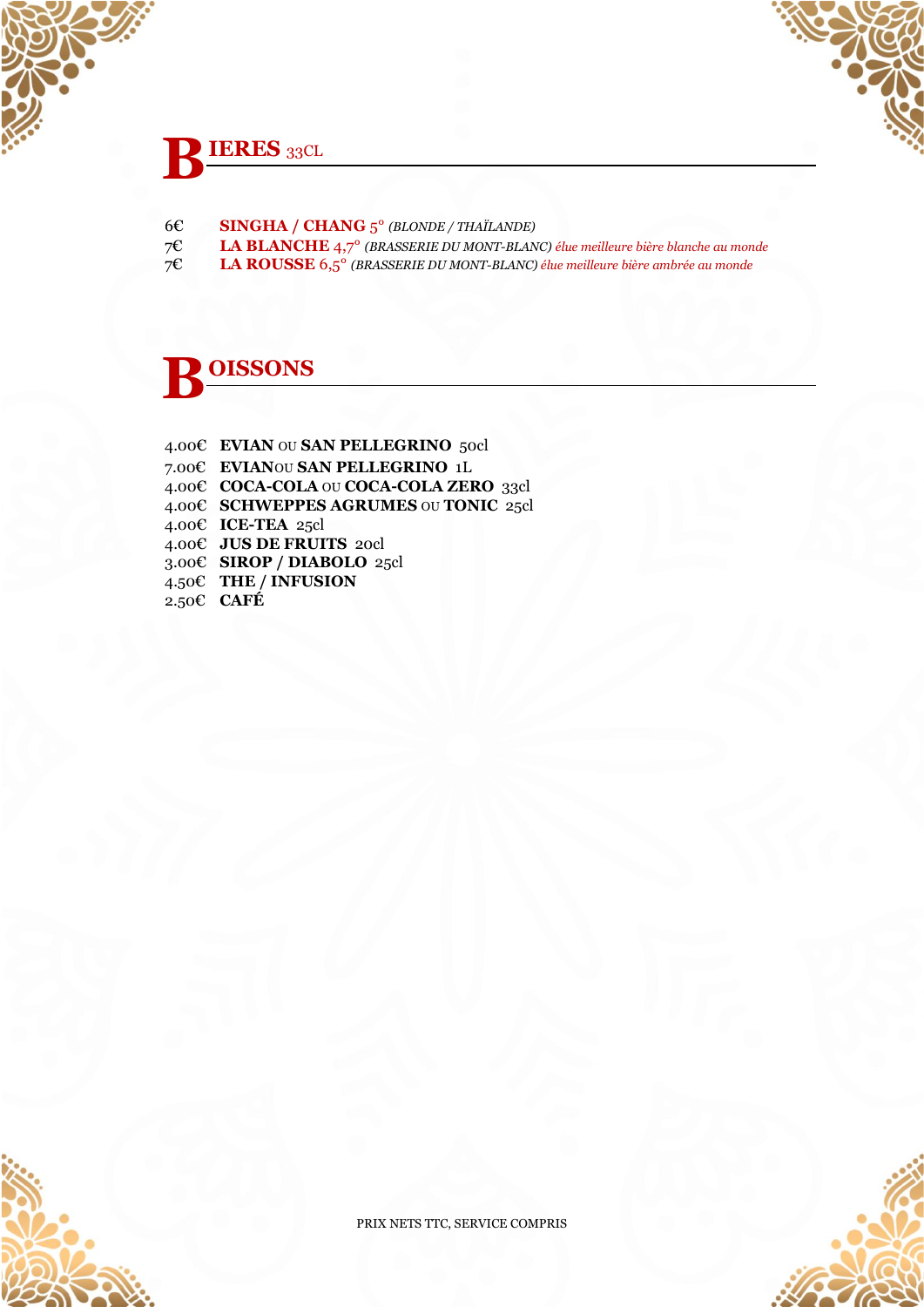# BIERES 33CL

6€ **SINGHA / CHANG** 5° *(BLONDE / THAÏLANDE)*

7€ **LA BLANCHE** 4,7° *(BRASSERIE DU MONT-BLANC) élue meilleure bière blanche au monde*

7€ **LA ROUSSE** 6,5° *(BRASSERIE DU MONT-BLANC) élue meilleure bière ambrée au monde*

# BOISSONS

4.00€ **EVIAN** OU **SAN PELLEGRINO** 50cl

7.00€ **EVIAN**OU **SAN PELLEGRINO** 1L

4.00€ **COCA-COLA** OU **COCA-COLA ZERO** 33cl

4.00€ **SCHWEPPES AGRUMES** OU **TONIC** 25cl

4.00€ **ICE-TEA** 25cl

4.00€ **JUS DE FRUITS** 20cl

3.00€ **SIROP / DIABOLO** 25cl

4.50€ **THE / INFUSION**

2.50€ **CAFÉ**

PRIX NETS TTC, SERVICE COMPRIS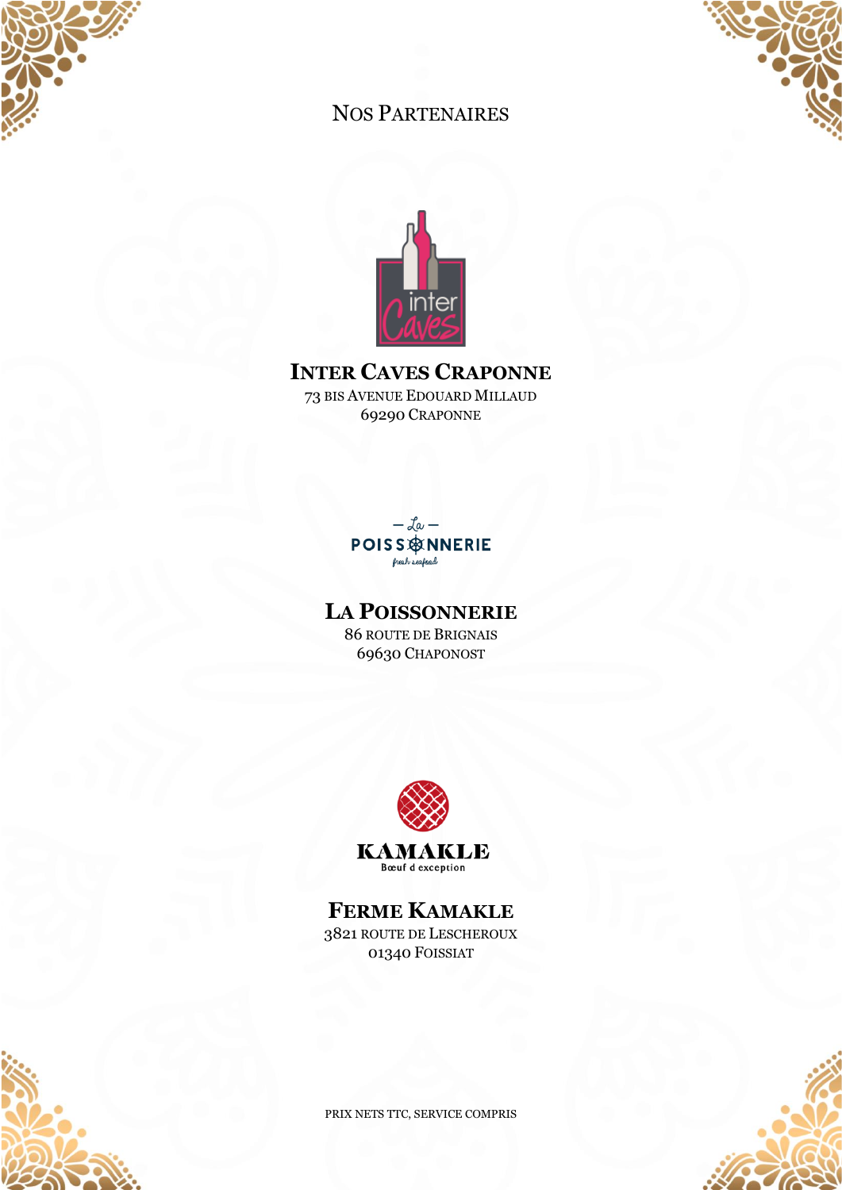# Nos Partenaires

## Inter Caves Craponne

73 bis Avenue Edouard Millaud
69290 Craponne

## La Poissonnerie

86 route de Brignais
69630 Chaponost

## Ferme Kamakle

3821 route de Lescheroux
01340 Foissiat

PRIX NETS TTC, SERVICE COMPRIS